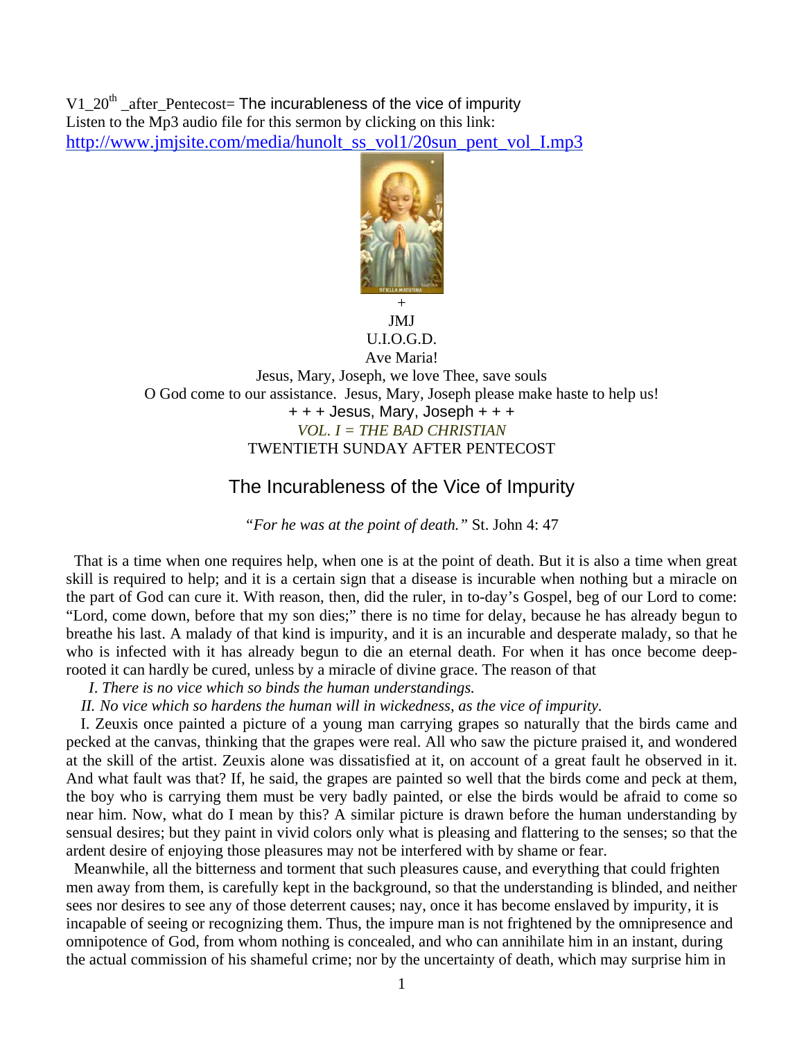V1_20th _after_Pentecost= The incurableness of the vice of impurity
Listen to the Mp3 audio file for this sermon by clicking on this link:
http://www.jmjsite.com/media/hunolt_ss_vol1/20sun_pent_vol_I.mp3

+
JMJ
U.I.O.G.D.
Ave Maria!
Jesus, Mary, Joseph, we love Thee, save souls
O God come to our assistance. Jesus, Mary, Joseph please make haste to help us!
+ + + Jesus, Mary, Joseph + + +
*VOL. I = THE BAD CHRISTIAN*
TWENTIETH SUNDAY AFTER PENTECOST

# The Incurableness of the Vice of Impurity

*"For he was at the point of death."* St. John 4: 47

That is a time when one requires help, when one is at the point of death. But it is also a time when great skill is required to help; and it is a certain sign that a disease is incurable when nothing but a miracle on the part of God can cure it. With reason, then, did the ruler, in to-day's Gospel, beg of our Lord to come: "Lord, come down, before that my son dies;" there is no time for delay, because he has already begun to breathe his last. A malady of that kind is impurity, and it is an incurable and desperate malady, so that he who is infected with it has already begun to die an eternal death. For when it has once become deep-rooted it can hardly be cured, unless by a miracle of divine grace. The reason of that

*I. There is no vice which so binds the human understandings.*

*II. No vice which so hardens the human will in wickedness, as the vice of impurity.*

I. Zeuxis once painted a picture of a young man carrying grapes so naturally that the birds came and pecked at the canvas, thinking that the grapes were real. All who saw the picture praised it, and wondered at the skill of the artist. Zeuxis alone was dissatisfied at it, on account of a great fault he observed in it. And what fault was that? If, he said, the grapes are painted so well that the birds come and peck at them, the boy who is carrying them must be very badly painted, or else the birds would be afraid to come so near him. Now, what do I mean by this? A similar picture is drawn before the human understanding by sensual desires; but they paint in vivid colors only what is pleasing and flattering to the senses; so that the ardent desire of enjoying those pleasures may not be interfered with by shame or fear.

Meanwhile, all the bitterness and torment that such pleasures cause, and everything that could frighten men away from them, is carefully kept in the background, so that the understanding is blinded, and neither sees nor desires to see any of those deterrent causes; nay, once it has become enslaved by impurity, it is incapable of seeing or recognizing them. Thus, the impure man is not frightened by the omnipresence and omnipotence of God, from whom nothing is concealed, and who can annihilate him in an instant, during the actual commission of his shameful crime; nor by the uncertainty of death, which may surprise him in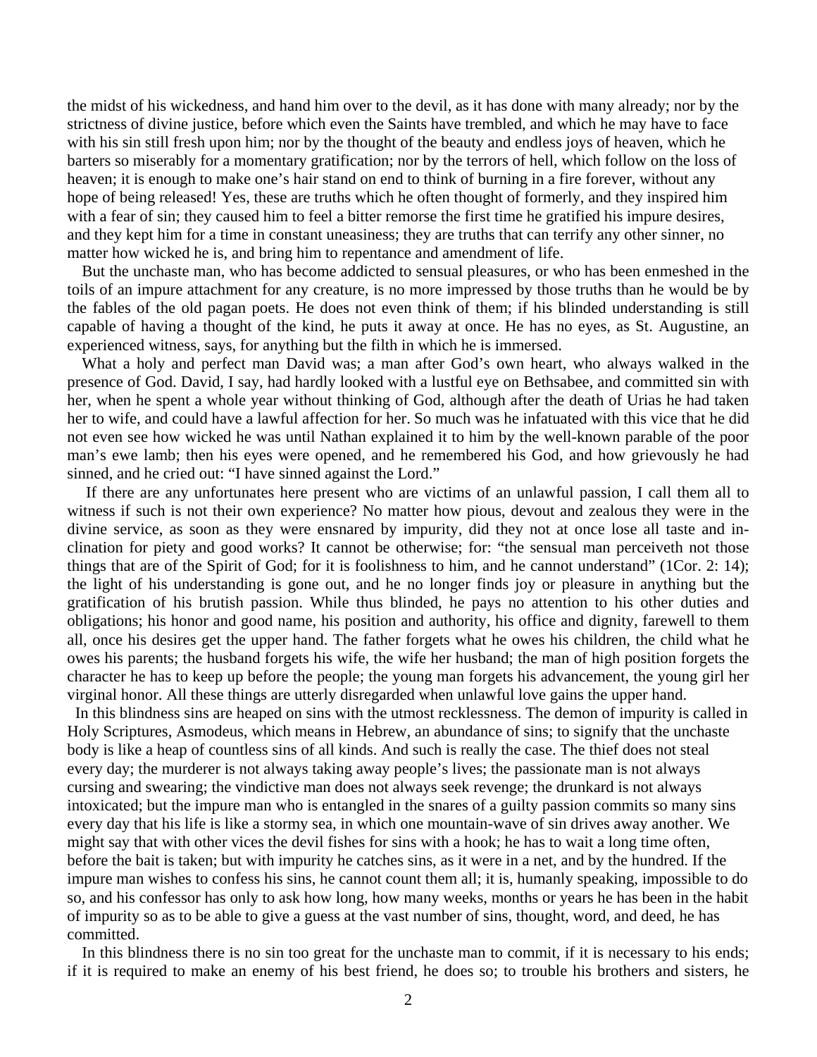the midst of his wickedness, and hand him over to the devil, as it has done with many already; nor by the strictness of divine justice, before which even the Saints have trembled, and which he may have to face with his sin still fresh upon him; nor by the thought of the beauty and endless joys of heaven, which he barters so miserably for a momentary gratification; nor by the terrors of hell, which follow on the loss of heaven; it is enough to make one's hair stand on end to think of burning in a fire forever, without any hope of being released! Yes, these are truths which he often thought of formerly, and they inspired him with a fear of sin; they caused him to feel a bitter remorse the first time he gratified his impure desires, and they kept him for a time in constant uneasiness; they are truths that can terrify any other sinner, no matter how wicked he is, and bring him to repentance and amendment of life.

But the unchaste man, who has become addicted to sensual pleasures, or who has been enmeshed in the toils of an impure attachment for any creature, is no more impressed by those truths than he would be by the fables of the old pagan poets. He does not even think of them; if his blinded understanding is still capable of having a thought of the kind, he puts it away at once. He has no eyes, as St. Augustine, an experienced witness, says, for anything but the filth in which he is immersed.

What a holy and perfect man David was; a man after God's own heart, who always walked in the presence of God. David, I say, had hardly looked with a lustful eye on Bethsabee, and committed sin with her, when he spent a whole year without thinking of God, although after the death of Urias he had taken her to wife, and could have a lawful affection for her. So much was he infatuated with this vice that he did not even see how wicked he was until Nathan explained it to him by the well-known parable of the poor man's ewe lamb; then his eyes were opened, and he remembered his God, and how grievously he had sinned, and he cried out: "I have sinned against the Lord."

If there are any unfortunates here present who are victims of an unlawful passion, I call them all to witness if such is not their own experience? No matter how pious, devout and zealous they were in the divine service, as soon as they were ensnared by impurity, did they not at once lose all taste and inclination for piety and good works? It cannot be otherwise; for: "the sensual man perceiveth not those things that are of the Spirit of God; for it is foolishness to him, and he cannot understand" (1Cor. 2: 14); the light of his understanding is gone out, and he no longer finds joy or pleasure in anything but the gratification of his brutish passion. While thus blinded, he pays no attention to his other duties and obligations; his honor and good name, his position and authority, his office and dignity, farewell to them all, once his desires get the upper hand. The father forgets what he owes his children, the child what he owes his parents; the husband forgets his wife, the wife her husband; the man of high position forgets the character he has to keep up before the people; the young man forgets his advancement, the young girl her virginal honor. All these things are utterly disregarded when unlawful love gains the upper hand.

In this blindness sins are heaped on sins with the utmost recklessness. The demon of impurity is called in Holy Scriptures, Asmodeus, which means in Hebrew, an abundance of sins; to signify that the unchaste body is like a heap of countless sins of all kinds. And such is really the case. The thief does not steal every day; the murderer is not always taking away people's lives; the passionate man is not always cursing and swearing; the vindictive man does not always seek revenge; the drunkard is not always intoxicated; but the impure man who is entangled in the snares of a guilty passion commits so many sins every day that his life is like a stormy sea, in which one mountain-wave of sin drives away another. We might say that with other vices the devil fishes for sins with a hook; he has to wait a long time often, before the bait is taken; but with impurity he catches sins, as it were in a net, and by the hundred. If the impure man wishes to confess his sins, he cannot count them all; it is, humanly speaking, impossible to do so, and his confessor has only to ask how long, how many weeks, months or years he has been in the habit of impurity so as to be able to give a guess at the vast number of sins, thought, word, and deed, he has committed.

In this blindness there is no sin too great for the unchaste man to commit, if it is necessary to his ends; if it is required to make an enemy of his best friend, he does so; to trouble his brothers and sisters, he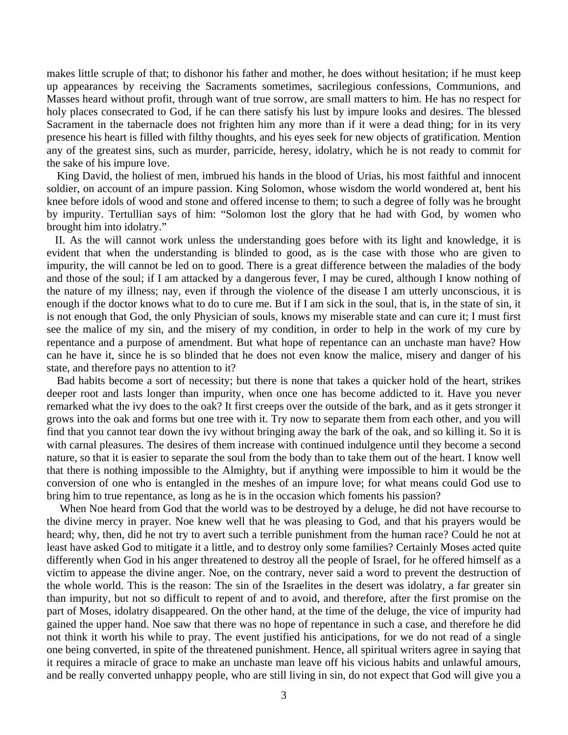makes little scruple of that; to dishonor his father and mother, he does without hesitation; if he must keep up appearances by receiving the Sacraments sometimes, sacrilegious confessions, Communions, and Masses heard without profit, through want of true sorrow, are small matters to him. He has no respect for holy places consecrated to God, if he can there satisfy his lust by impure looks and desires. The blessed Sacrament in the tabernacle does not frighten him any more than if it were a dead thing; for in its very presence his heart is filled with filthy thoughts, and his eyes seek for new objects of gratification. Mention any of the greatest sins, such as murder, parricide, heresy, idolatry, which he is not ready to commit for the sake of his impure love.

King David, the holiest of men, imbrued his hands in the blood of Urias, his most faithful and innocent soldier, on account of an impure passion. King Solomon, whose wisdom the world wondered at, bent his knee before idols of wood and stone and offered incense to them; to such a degree of folly was he brought by impurity. Tertullian says of him: "Solomon lost the glory that he had with God, by women who brought him into idolatry."

II. As the will cannot work unless the understanding goes before with its light and knowledge, it is evident that when the understanding is blinded to good, as is the case with those who are given to impurity, the will cannot be led on to good. There is a great difference between the maladies of the body and those of the soul; if I am attacked by a dangerous fever, I may be cured, although I know nothing of the nature of my illness; nay, even if through the violence of the disease I am utterly unconscious, it is enough if the doctor knows what to do to cure me. But if I am sick in the soul, that is, in the state of sin, it is not enough that God, the only Physician of souls, knows my miserable state and can cure it; I must first see the malice of my sin, and the misery of my condition, in order to help in the work of my cure by repentance and a purpose of amendment. But what hope of repentance can an unchaste man have? How can he have it, since he is so blinded that he does not even know the malice, misery and danger of his state, and therefore pays no attention to it?

Bad habits become a sort of necessity; but there is none that takes a quicker hold of the heart, strikes deeper root and lasts longer than impurity, when once one has become addicted to it. Have you never remarked what the ivy does to the oak? It first creeps over the outside of the bark, and as it gets stronger it grows into the oak and forms but one tree with it. Try now to separate them from each other, and you will find that you cannot tear down the ivy without bringing away the bark of the oak, and so killing it. So it is with carnal pleasures. The desires of them increase with continued indulgence until they become a second nature, so that it is easier to separate the soul from the body than to take them out of the heart. I know well that there is nothing impossible to the Almighty, but if anything were impossible to him it would be the conversion of one who is entangled in the meshes of an impure love; for what means could God use to bring him to true repentance, as long as he is in the occasion which foments his passion?

When Noe heard from God that the world was to be destroyed by a deluge, he did not have recourse to the divine mercy in prayer. Noe knew well that he was pleasing to God, and that his prayers would be heard; why, then, did he not try to avert such a terrible punishment from the human race? Could he not at least have asked God to mitigate it a little, and to destroy only some families? Certainly Moses acted quite differently when God in his anger threatened to destroy all the people of Israel, for he offered himself as a victim to appease the divine anger. Noe, on the contrary, never said a word to prevent the destruction of the whole world. This is the reason: The sin of the Israelites in the desert was idolatry, a far greater sin than impurity, but not so difficult to repent of and to avoid, and therefore, after the first promise on the part of Moses, idolatry disappeared. On the other hand, at the time of the deluge, the vice of impurity had gained the upper hand. Noe saw that there was no hope of repentance in such a case, and therefore he did not think it worth his while to pray. The event justified his anticipations, for we do not read of a single one being converted, in spite of the threatened punishment. Hence, all spiritual writers agree in saying that it requires a miracle of grace to make an unchaste man leave off his vicious habits and unlawful amours, and be really converted unhappy people, who are still living in sin, do not expect that God will give you a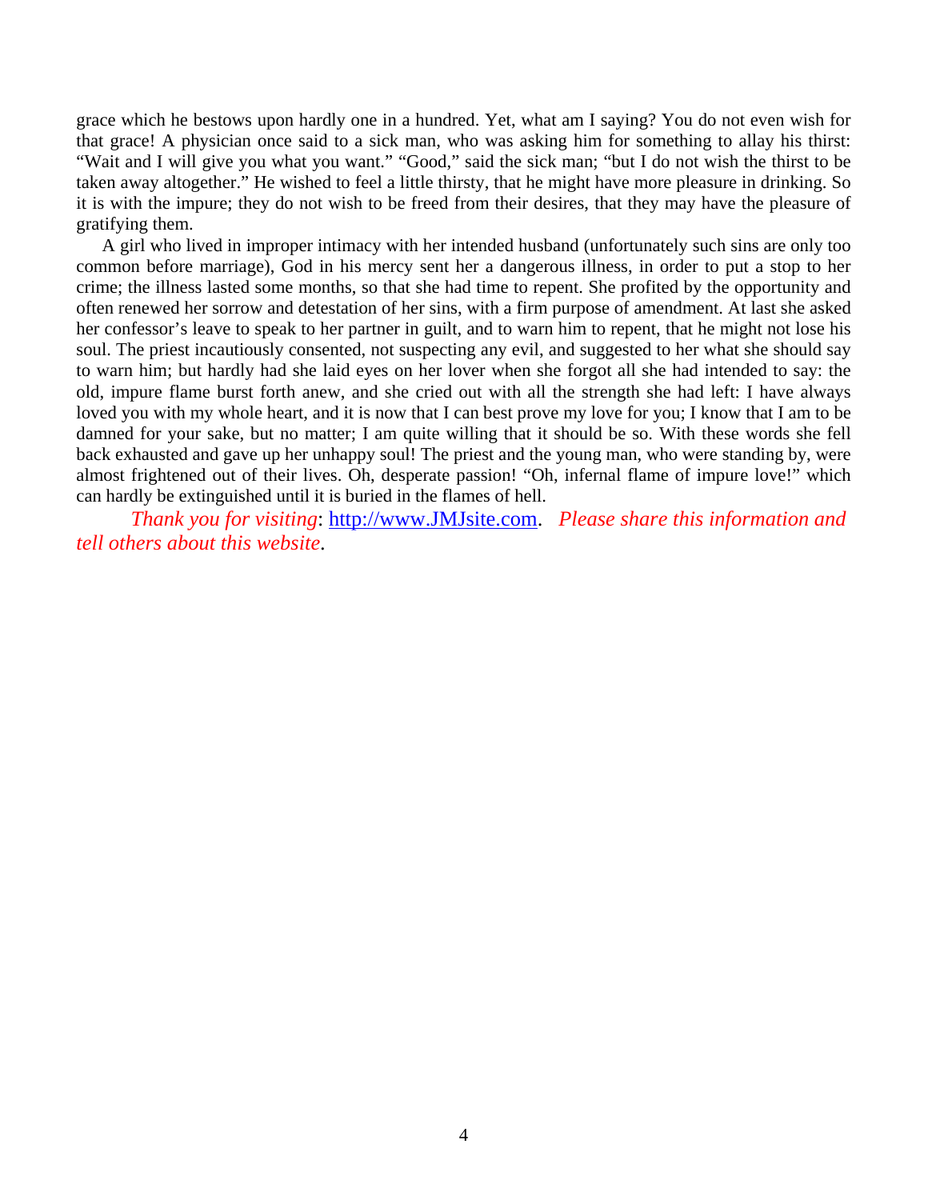grace which he bestows upon hardly one in a hundred. Yet, what am I saying? You do not even wish for that grace! A physician once said to a sick man, who was asking him for something to allay his thirst: "Wait and I will give you what you want." "Good," said the sick man; "but I do not wish the thirst to be taken away altogether." He wished to feel a little thirsty, that he might have more pleasure in drinking. So it is with the impure; they do not wish to be freed from their desires, that they may have the pleasure of gratifying them.

A girl who lived in improper intimacy with her intended husband (unfortunately such sins are only too common before marriage), God in his mercy sent her a dangerous illness, in order to put a stop to her crime; the illness lasted some months, so that she had time to repent. She profited by the opportunity and often renewed her sorrow and detestation of her sins, with a firm purpose of amendment. At last she asked her confessor's leave to speak to her partner in guilt, and to warn him to repent, that he might not lose his soul. The priest incautiously consented, not suspecting any evil, and suggested to her what she should say to warn him; but hardly had she laid eyes on her lover when she forgot all she had intended to say: the old, impure flame burst forth anew, and she cried out with all the strength she had left: I have always loved you with my whole heart, and it is now that I can best prove my love for you; I know that I am to be damned for your sake, but no matter; I am quite willing that it should be so. With these words she fell back exhausted and gave up her unhappy soul! The priest and the young man, who were standing by, were almost frightened out of their lives. Oh, desperate passion! "Oh, infernal flame of impure love!" which can hardly be extinguished until it is buried in the flames of hell.

*Thank you for visiting*: [http://www.JMJsite.com](http://www.JMJsite.com). *Please share this information and tell others about this website*.